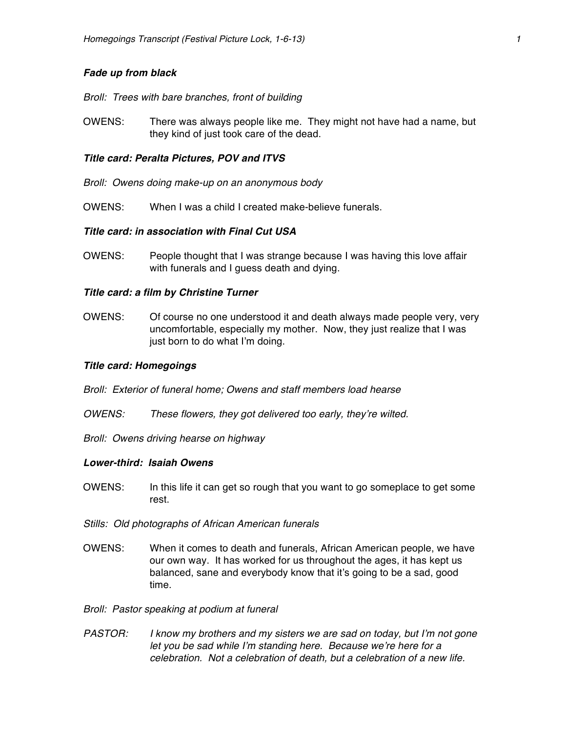***Fade up from black***

*Broll: Trees with bare branches, front of building*

OWENS: There was always people like me. They might not have had a name, but they kind of just took care of the dead.

***Title card: Peralta Pictures, POV and ITVS***

*Broll: Owens doing make-up on an anonymous body*

OWENS: When I was a child I created make-believe funerals.

***Title card: in association with Final Cut USA***

OWENS: People thought that I was strange because I was having this love affair with funerals and I guess death and dying.

***Title card: a film by Christine Turner***

OWENS: Of course no one understood it and death always made people very, very uncomfortable, especially my mother. Now, they just realize that I was just born to do what I'm doing.

***Title card: Homegoings***

*Broll: Exterior of funeral home; Owens and staff members load hearse*

*OWENS: These flowers, they got delivered too early, they're wilted.*

*Broll: Owens driving hearse on highway*

***Lower-third: Isaiah Owens***

OWENS: In this life it can get so rough that you want to go someplace to get some rest.

*Stills: Old photographs of African American funerals*

OWENS: When it comes to death and funerals, African American people, we have our own way. It has worked for us throughout the ages, it has kept us balanced, sane and everybody know that it's going to be a sad, good time.

*Broll: Pastor speaking at podium at funeral*

*PASTOR: I know my brothers and my sisters we are sad on today, but I'm not gone let you be sad while I'm standing here. Because we're here for a celebration. Not a celebration of death, but a celebration of a new life.*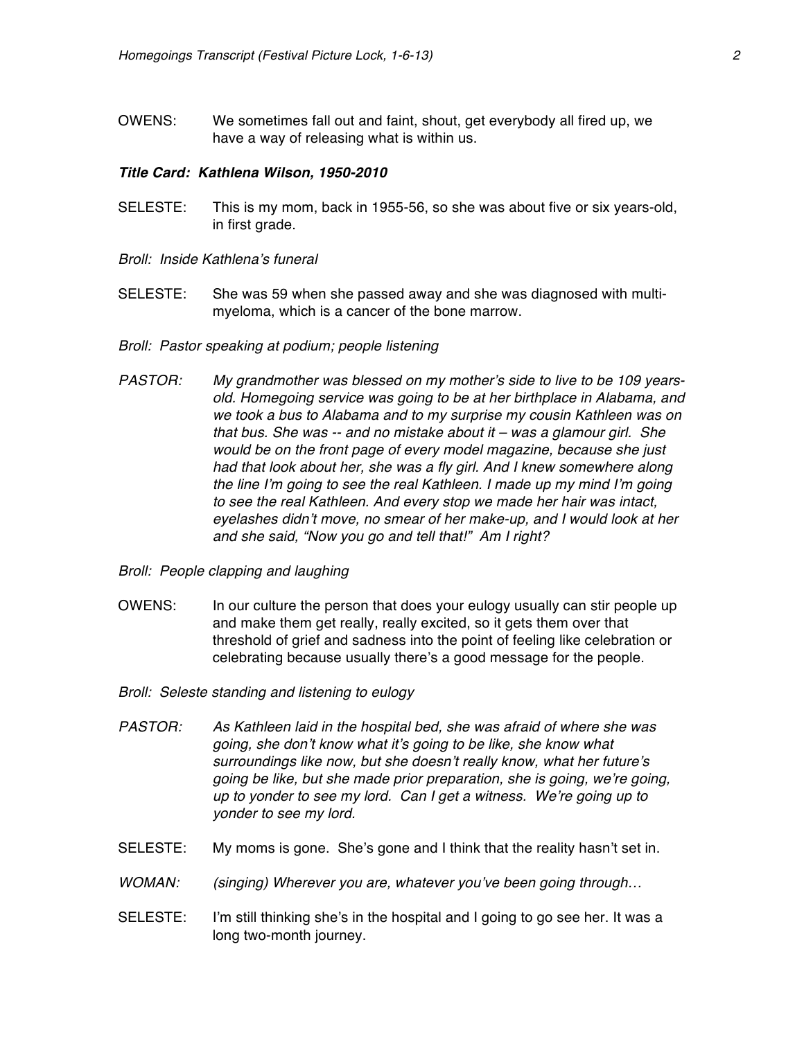OWENS: We sometimes fall out and faint, shout, get everybody all fired up, we have a way of releasing what is within us.

***Title Card: Kathlena Wilson, 1950-2010***

SELESTE: This is my mom, back in 1955-56, so she was about five or six years-old, in first grade.

*Broll: Inside Kathlena's funeral*

SELESTE: She was 59 when she passed away and she was diagnosed with multi-myeloma, which is a cancer of the bone marrow.

*Broll: Pastor speaking at podium; people listening*

*PASTOR: My grandmother was blessed on my mother's side to live to be 109 years-old. Homegoing service was going to be at her birthplace in Alabama, and we took a bus to Alabama and to my surprise my cousin Kathleen was on that bus. She was -- and no mistake about it – was a glamour girl. She would be on the front page of every model magazine, because she just had that look about her, she was a fly girl. And I knew somewhere along the line I'm going to see the real Kathleen. I made up my mind I'm going to see the real Kathleen. And every stop we made her hair was intact, eyelashes didn't move, no smear of her make-up, and I would look at her and she said, "Now you go and tell that!" Am I right?*

*Broll: People clapping and laughing*

OWENS: In our culture the person that does your eulogy usually can stir people up and make them get really, really excited, so it gets them over that threshold of grief and sadness into the point of feeling like celebration or celebrating because usually there's a good message for the people.

*Broll: Seleste standing and listening to eulogy*

*PASTOR: As Kathleen laid in the hospital bed, she was afraid of where she was going, she don't know what it's going to be like, she know what surroundings like now, but she doesn't really know, what her future's going be like, but she made prior preparation, she is going, we're going, up to yonder to see my lord. Can I get a witness. We're going up to yonder to see my lord.*

SELESTE: My moms is gone. She's gone and I think that the reality hasn't set in.

*WOMAN: (singing) Wherever you are, whatever you've been going through…*

SELESTE: I'm still thinking she's in the hospital and I going to go see her. It was a long two-month journey.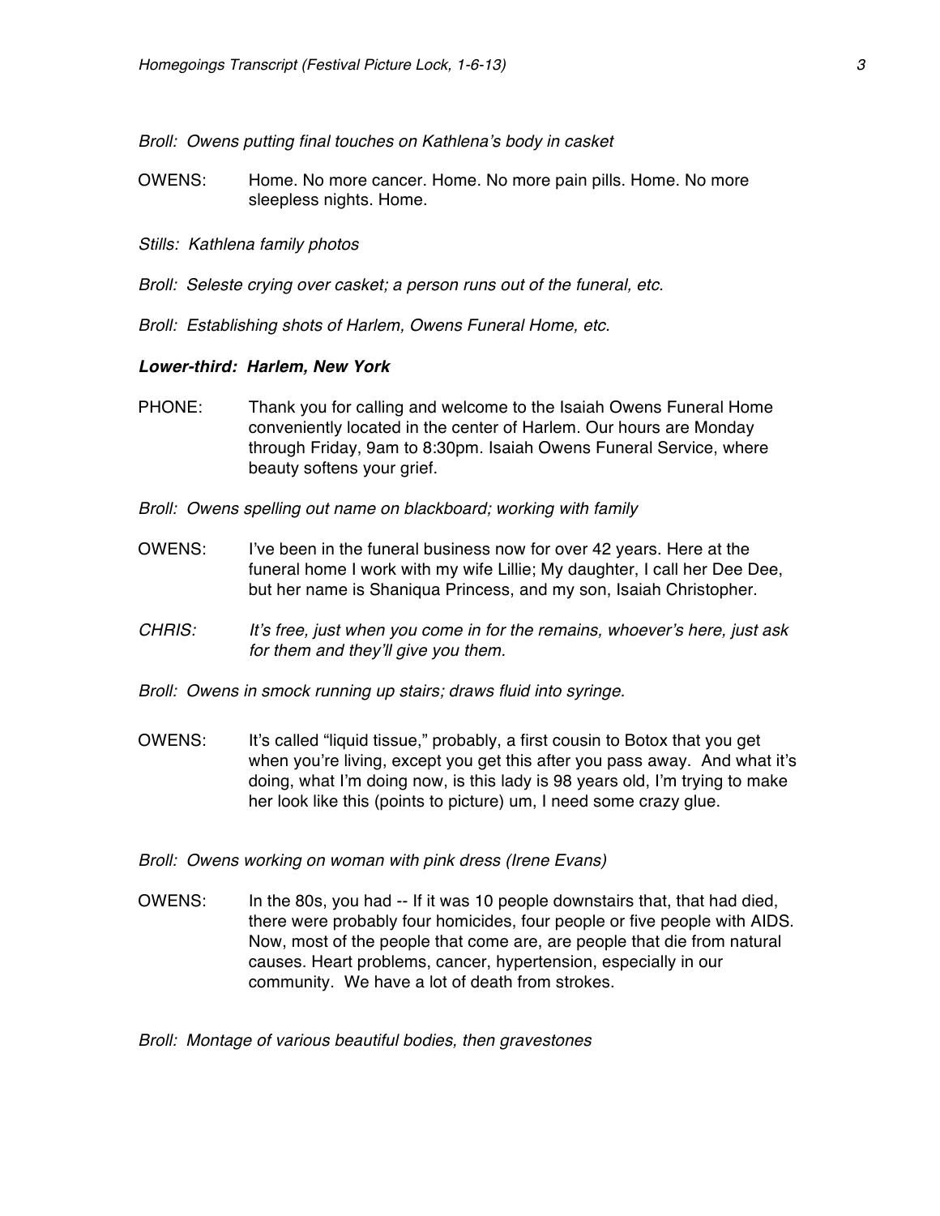*Broll: Owens putting final touches on Kathlena's body in casket*

OWENS: Home. No more cancer. Home. No more pain pills. Home. No more sleepless nights. Home.

*Stills: Kathlena family photos*

*Broll: Seleste crying over casket; a person runs out of the funeral, etc.*

*Broll: Establishing shots of Harlem, Owens Funeral Home, etc.*

***Lower-third: Harlem, New York***

PHONE: Thank you for calling and welcome to the Isaiah Owens Funeral Home conveniently located in the center of Harlem. Our hours are Monday through Friday, 9am to 8:30pm. Isaiah Owens Funeral Service, where beauty softens your grief.

*Broll: Owens spelling out name on blackboard; working with family*

OWENS: I've been in the funeral business now for over 42 years. Here at the funeral home I work with my wife Lillie; My daughter, I call her Dee Dee, but her name is Shaniqua Princess, and my son, Isaiah Christopher.

*CHRIS: It's free, just when you come in for the remains, whoever's here, just ask for them and they'll give you them.*

*Broll: Owens in smock running up stairs; draws fluid into syringe.*

OWENS: It's called "liquid tissue," probably, a first cousin to Botox that you get when you're living, except you get this after you pass away. And what it's doing, what I'm doing now, is this lady is 98 years old, I'm trying to make her look like this (points to picture) um, I need some crazy glue.

*Broll: Owens working on woman with pink dress (Irene Evans)*

OWENS: In the 80s, you had -- If it was 10 people downstairs that, that had died, there were probably four homicides, four people or five people with AIDS. Now, most of the people that come are, are people that die from natural causes. Heart problems, cancer, hypertension, especially in our community. We have a lot of death from strokes.

*Broll: Montage of various beautiful bodies, then gravestones*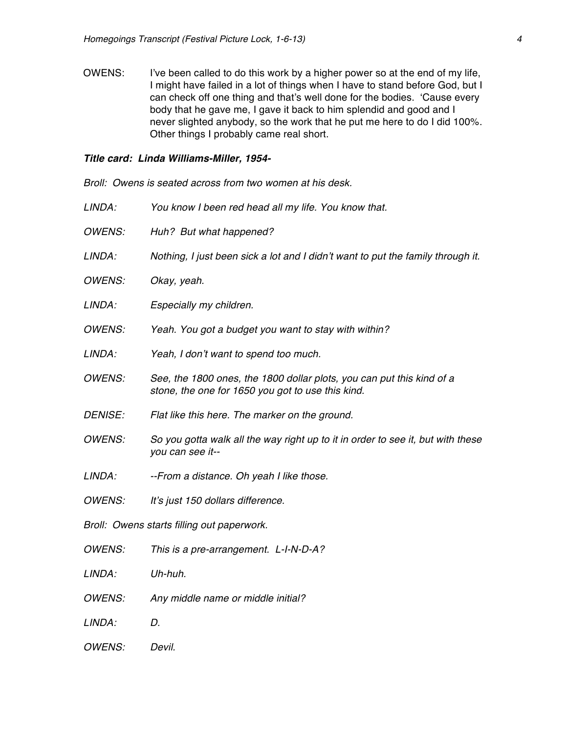OWENS: I've been called to do this work by a higher power so at the end of my life, I might have failed in a lot of things when I have to stand before God, but I can check off one thing and that's well done for the bodies. 'Cause every body that he gave me, I gave it back to him splendid and good and I never slighted anybody, so the work that he put me here to do I did 100%. Other things I probably came real short.

***Title card: Linda Williams-Miller, 1954-***

*Broll: Owens is seated across from two women at his desk.*

*LINDA: You know I been red head all my life. You know that.*

*OWENS: Huh? But what happened?*

*LINDA: Nothing, I just been sick a lot and I didn't want to put the family through it.*

*OWENS: Okay, yeah.*

*LINDA: Especially my children.*

*OWENS: Yeah. You got a budget you want to stay with within?*

*LINDA: Yeah, I don't want to spend too much.*

*OWENS: See, the 1800 ones, the 1800 dollar plots, you can put this kind of a stone, the one for 1650 you got to use this kind.*

*DENISE: Flat like this here. The marker on the ground.*

*OWENS: So you gotta walk all the way right up to it in order to see it, but with these you can see it--*

*LINDA: --From a distance. Oh yeah I like those.*

*OWENS: It's just 150 dollars difference.*

*Broll: Owens starts filling out paperwork.*

*OWENS: This is a pre-arrangement. L-I-N-D-A?*

*LINDA: Uh-huh.*

*OWENS: Any middle name or middle initial?*

*LINDA: D.*

*OWENS: Devil.*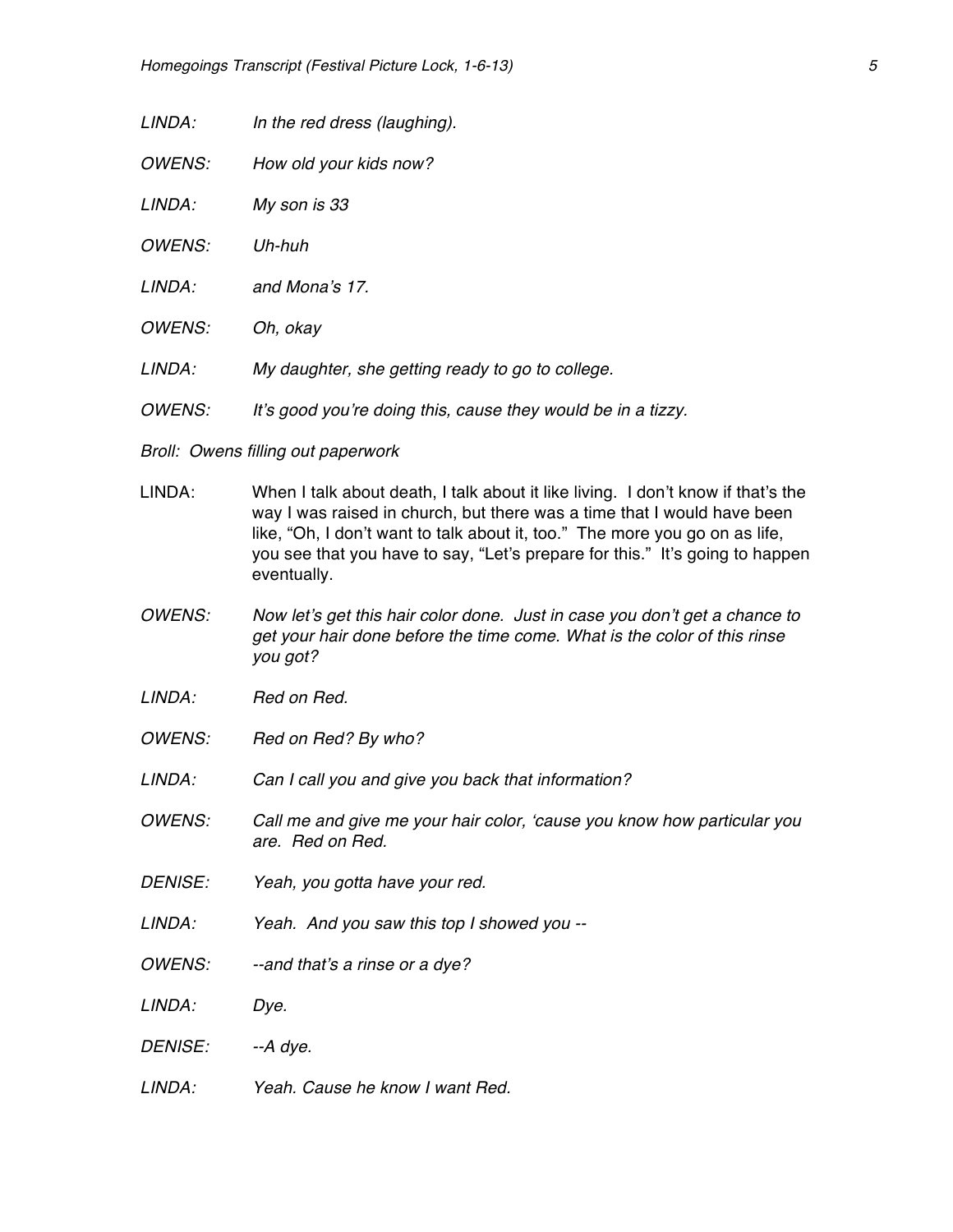*LINDA:* *In the red dress (laughing).*

*OWENS:* *How old your kids now?*

*LINDA:* *My son is 33*

*OWENS:* *Uh-huh*

*LINDA:* *and Mona's 17.*

*OWENS:* *Oh, okay*

*LINDA:* *My daughter, she getting ready to go to college.*

*OWENS:* *It's good you're doing this, cause they would be in a tizzy.*

*Broll: Owens filling out paperwork*

LINDA: When I talk about death, I talk about it like living. I don't know if that's the way I was raised in church, but there was a time that I would have been like, "Oh, I don't want to talk about it, too." The more you go on as life, you see that you have to say, "Let's prepare for this." It's going to happen eventually.

*OWENS:* *Now let's get this hair color done. Just in case you don't get a chance to get your hair done before the time come. What is the color of this rinse you got?*

*LINDA:* *Red on Red.*

*OWENS:* *Red on Red? By who?*

*LINDA:* *Can I call you and give you back that information?*

*OWENS:* *Call me and give me your hair color, 'cause you know how particular you are. Red on Red.*

*DENISE:* *Yeah, you gotta have your red.*

*LINDA:* *Yeah. And you saw this top I showed you --*

*OWENS:* *--and that's a rinse or a dye?*

*LINDA:* *Dye.*

*DENISE:* *--A dye.*

*LINDA:* *Yeah. Cause he know I want Red.*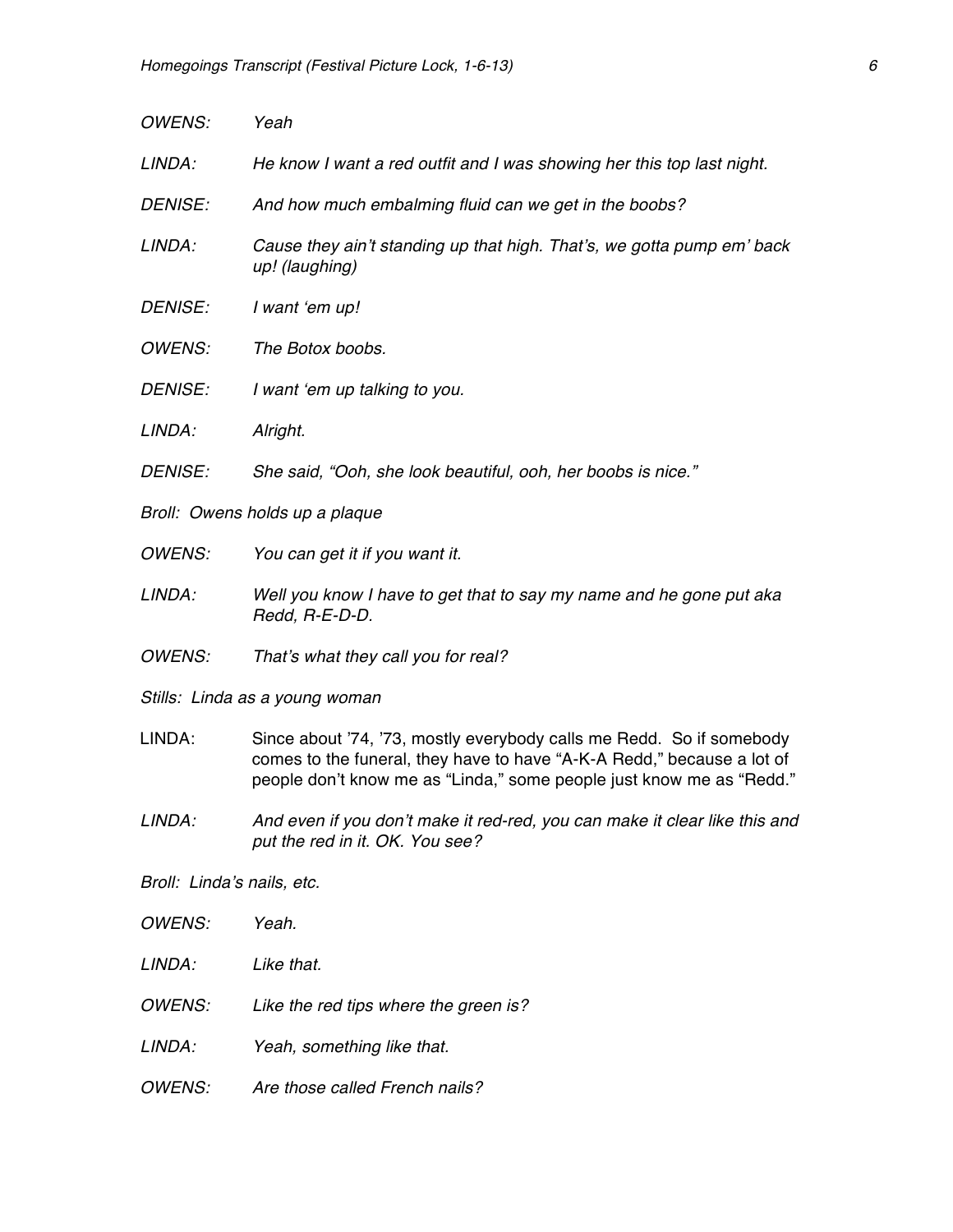*OWENS:* *Yeah*

*LINDA:* *He know I want a red outfit and I was showing her this top last night.*

*DENISE:* *And how much embalming fluid can we get in the boobs?*

*LINDA:* *Cause they ain't standing up that high. That's, we gotta pump em' back up! (laughing)*

*DENISE:* *I want 'em up!*

*OWENS:* *The Botox boobs.*

*DENISE:* *I want 'em up talking to you.*

*LINDA:* *Alright.*

*DENISE:* *She said, "Ooh, she look beautiful, ooh, her boobs is nice."*

*Broll: Owens holds up a plaque*

*OWENS:* *You can get it if you want it.*

*LINDA:* *Well you know I have to get that to say my name and he gone put aka Redd, R-E-D-D.*

*OWENS:* *That's what they call you for real?*

*Stills: Linda as a young woman*

LINDA: Since about '74, '73, mostly everybody calls me Redd. So if somebody comes to the funeral, they have to have "A-K-A Redd," because a lot of people don't know me as "Linda," some people just know me as "Redd."

*LINDA:* *And even if you don't make it red-red, you can make it clear like this and put the red in it. OK. You see?*

*Broll: Linda's nails, etc.*

*OWENS:* *Yeah.*

*LINDA:* *Like that.*

*OWENS:* *Like the red tips where the green is?*

*LINDA:* *Yeah, something like that.*

*OWENS:* *Are those called French nails?*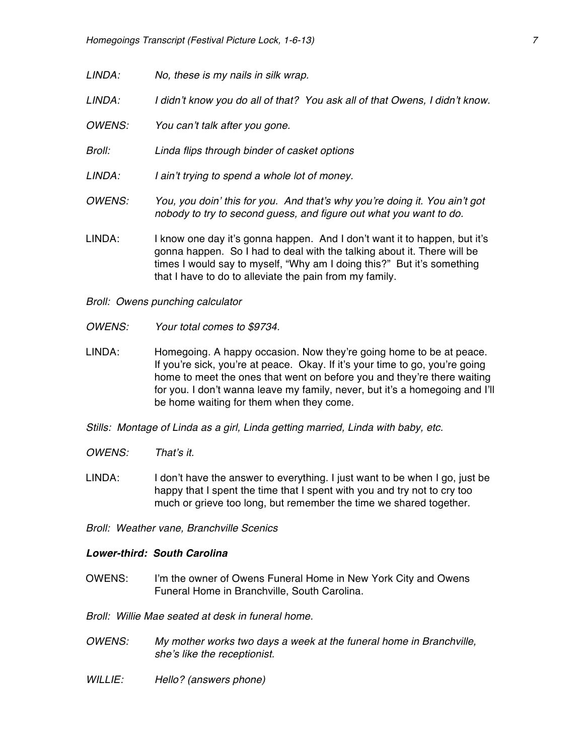*LINDA:* *No, these is my nails in silk wrap.*

*LINDA:* *I didn't know you do all of that? You ask all of that Owens, I didn't know.*

*OWENS:* *You can't talk after you gone.*

*Broll:* *Linda flips through binder of casket options*

*LINDA:* *I ain't trying to spend a whole lot of money.*

*OWENS:* *You, you doin' this for you. And that's why you're doing it. You ain't got nobody to try to second guess, and figure out what you want to do.*

LINDA: I know one day it's gonna happen. And I don't want it to happen, but it's gonna happen. So I had to deal with the talking about it. There will be times I would say to myself, "Why am I doing this?" But it's something that I have to do to alleviate the pain from my family.

*Broll: Owens punching calculator*

*OWENS:* *Your total comes to $9734.*

LINDA: Homegoing. A happy occasion. Now they're going home to be at peace. If you're sick, you're at peace. Okay. If it's your time to go, you're going home to meet the ones that went on before you and they're there waiting for you. I don't wanna leave my family, never, but it's a homegoing and I'll be home waiting for them when they come.

*Stills: Montage of Linda as a girl, Linda getting married, Linda with baby, etc.*

*OWENS:* *That's it.*

LINDA: I don't have the answer to everything. I just want to be when I go, just be happy that I spent the time that I spent with you and try not to cry too much or grieve too long, but remember the time we shared together.

*Broll: Weather vane, Branchville Scenics*

***Lower-third: South Carolina***

OWENS: I'm the owner of Owens Funeral Home in New York City and Owens Funeral Home in Branchville, South Carolina.

*Broll: Willie Mae seated at desk in funeral home.*

*OWENS:* *My mother works two days a week at the funeral home in Branchville, she's like the receptionist.*

*WILLIE:* *Hello? (answers phone)*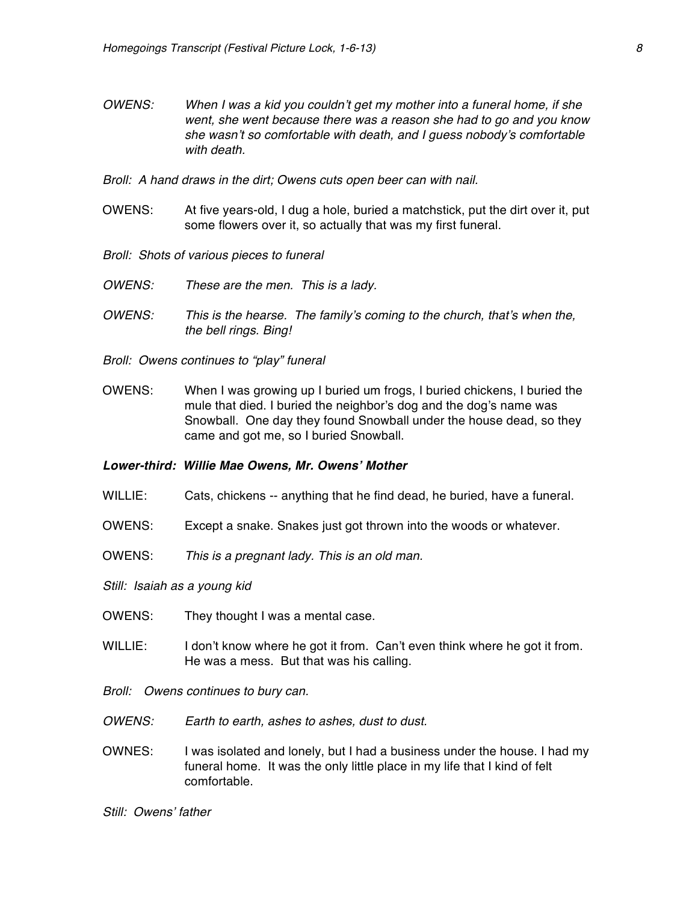*OWENS: When I was a kid you couldn't get my mother into a funeral home, if she went, she went because there was a reason she had to go and you know she wasn't so comfortable with death, and I guess nobody's comfortable with death.*

*Broll: A hand draws in the dirt; Owens cuts open beer can with nail.*

OWENS: At five years-old, I dug a hole, buried a matchstick, put the dirt over it, put some flowers over it, so actually that was my first funeral.

*Broll: Shots of various pieces to funeral*

*OWENS: These are the men. This is a lady.*

*OWENS: This is the hearse. The family's coming to the church, that's when the, the bell rings. Bing!*

*Broll: Owens continues to "play" funeral*

OWENS: When I was growing up I buried um frogs, I buried chickens, I buried the mule that died. I buried the neighbor's dog and the dog's name was Snowball. One day they found Snowball under the house dead, so they came and got me, so I buried Snowball.

***Lower-third: Willie Mae Owens, Mr. Owens' Mother***

WILLIE: Cats, chickens -- anything that he find dead, he buried, have a funeral.

OWENS: Except a snake. Snakes just got thrown into the woods or whatever.

OWENS: *This is a pregnant lady. This is an old man.*

*Still: Isaiah as a young kid*

OWENS: They thought I was a mental case.

WILLIE: I don't know where he got it from. Can't even think where he got it from. He was a mess. But that was his calling.

*Broll: Owens continues to bury can.*

*OWENS: Earth to earth, ashes to ashes, dust to dust.*

OWNES: I was isolated and lonely, but I had a business under the house. I had my funeral home. It was the only little place in my life that I kind of felt comfortable.

*Still: Owens' father*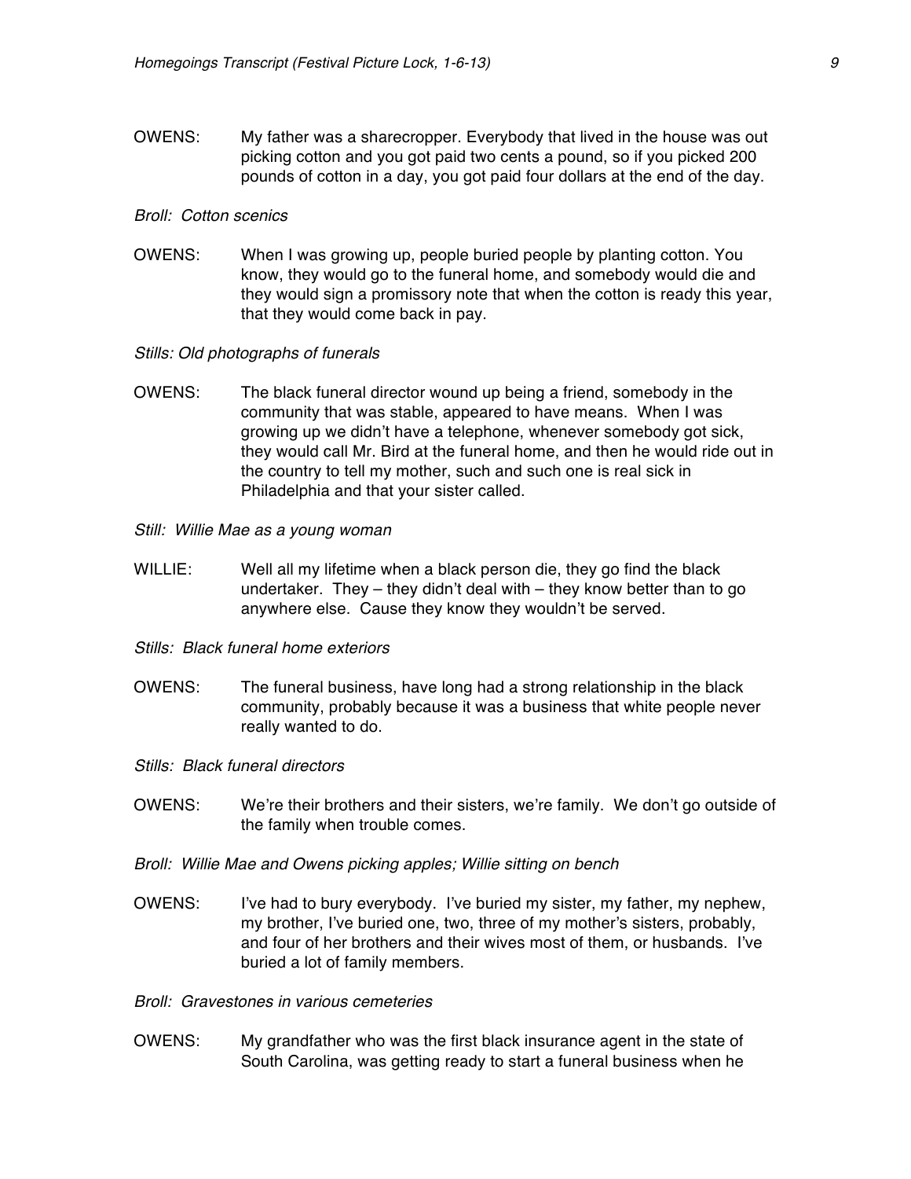OWENS: My father was a sharecropper. Everybody that lived in the house was out picking cotton and you got paid two cents a pound, so if you picked 200 pounds of cotton in a day, you got paid four dollars at the end of the day.

*Broll: Cotton scenics*

OWENS: When I was growing up, people buried people by planting cotton. You know, they would go to the funeral home, and somebody would die and they would sign a promissory note that when the cotton is ready this year, that they would come back in pay.

*Stills: Old photographs of funerals*

OWENS: The black funeral director wound up being a friend, somebody in the community that was stable, appeared to have means. When I was growing up we didn't have a telephone, whenever somebody got sick, they would call Mr. Bird at the funeral home, and then he would ride out in the country to tell my mother, such and such one is real sick in Philadelphia and that your sister called.

*Still: Willie Mae as a young woman*

WILLIE: Well all my lifetime when a black person die, they go find the black undertaker. They – they didn't deal with – they know better than to go anywhere else. Cause they know they wouldn't be served.

*Stills: Black funeral home exteriors*

OWENS: The funeral business, have long had a strong relationship in the black community, probably because it was a business that white people never really wanted to do.

*Stills: Black funeral directors*

OWENS: We're their brothers and their sisters, we're family. We don't go outside of the family when trouble comes.

*Broll: Willie Mae and Owens picking apples; Willie sitting on bench*

OWENS: I've had to bury everybody. I've buried my sister, my father, my nephew, my brother, I've buried one, two, three of my mother's sisters, probably, and four of her brothers and their wives most of them, or husbands. I've buried a lot of family members.

*Broll: Gravestones in various cemeteries*

OWENS: My grandfather who was the first black insurance agent in the state of South Carolina, was getting ready to start a funeral business when he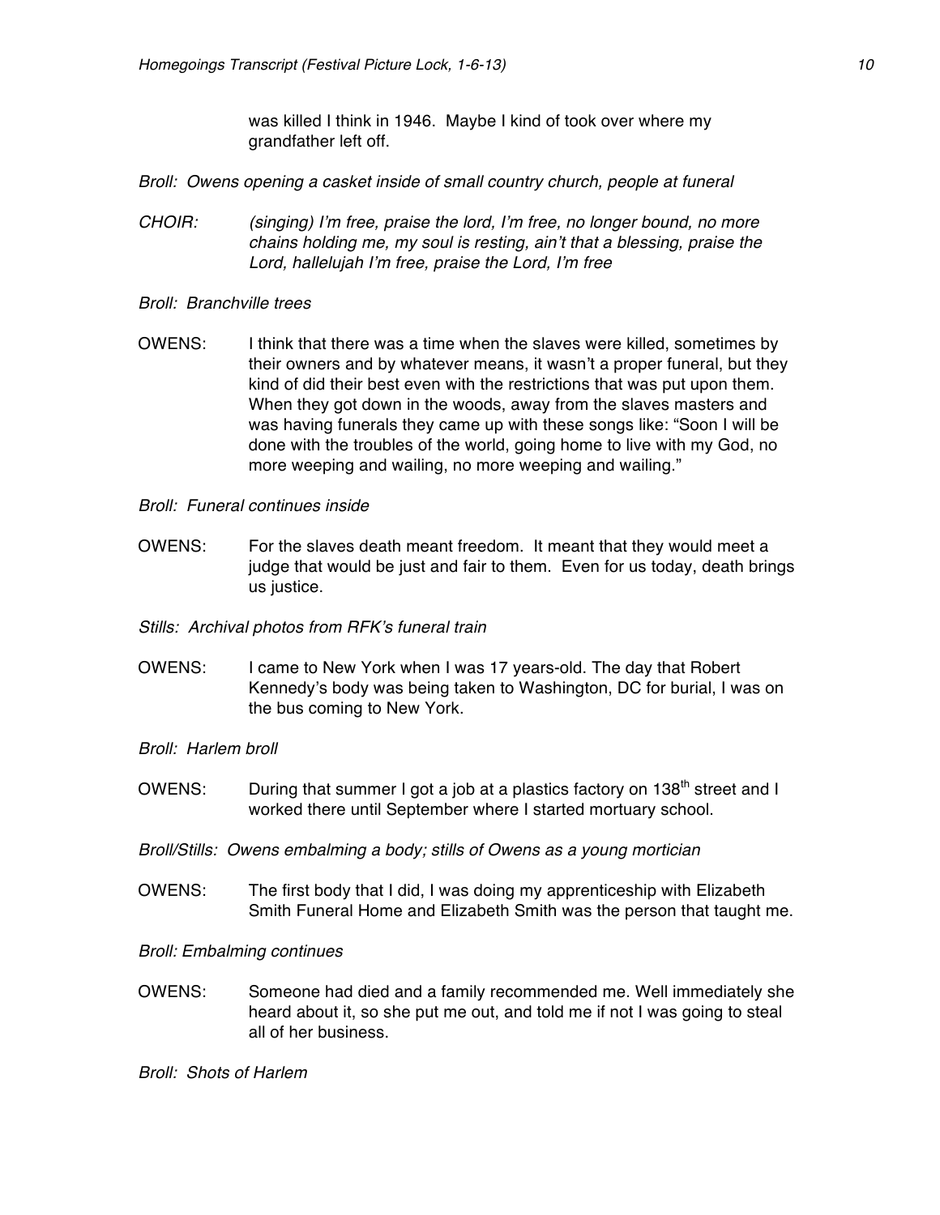was killed I think in 1946. Maybe I kind of took over where my grandfather left off.

*Broll: Owens opening a casket inside of small country church, people at funeral*

*CHOIR: (singing) I'm free, praise the lord, I'm free, no longer bound, no more chains holding me, my soul is resting, ain't that a blessing, praise the Lord, hallelujah I'm free, praise the Lord, I'm free*

*Broll: Branchville trees*

OWENS: I think that there was a time when the slaves were killed, sometimes by their owners and by whatever means, it wasn't a proper funeral, but they kind of did their best even with the restrictions that was put upon them. When they got down in the woods, away from the slaves masters and was having funerals they came up with these songs like: "Soon I will be done with the troubles of the world, going home to live with my God, no more weeping and wailing, no more weeping and wailing."

*Broll: Funeral continues inside*

OWENS: For the slaves death meant freedom. It meant that they would meet a judge that would be just and fair to them. Even for us today, death brings us justice.

*Stills: Archival photos from RFK's funeral train*

OWENS: I came to New York when I was 17 years-old. The day that Robert Kennedy's body was being taken to Washington, DC for burial, I was on the bus coming to New York.

*Broll: Harlem broll*

OWENS: During that summer I got a job at a plastics factory on 138th street and I worked there until September where I started mortuary school.

*Broll/Stills: Owens embalming a body; stills of Owens as a young mortician*

OWENS: The first body that I did, I was doing my apprenticeship with Elizabeth Smith Funeral Home and Elizabeth Smith was the person that taught me.

*Broll: Embalming continues*

OWENS: Someone had died and a family recommended me. Well immediately she heard about it, so she put me out, and told me if not I was going to steal all of her business.

*Broll: Shots of Harlem*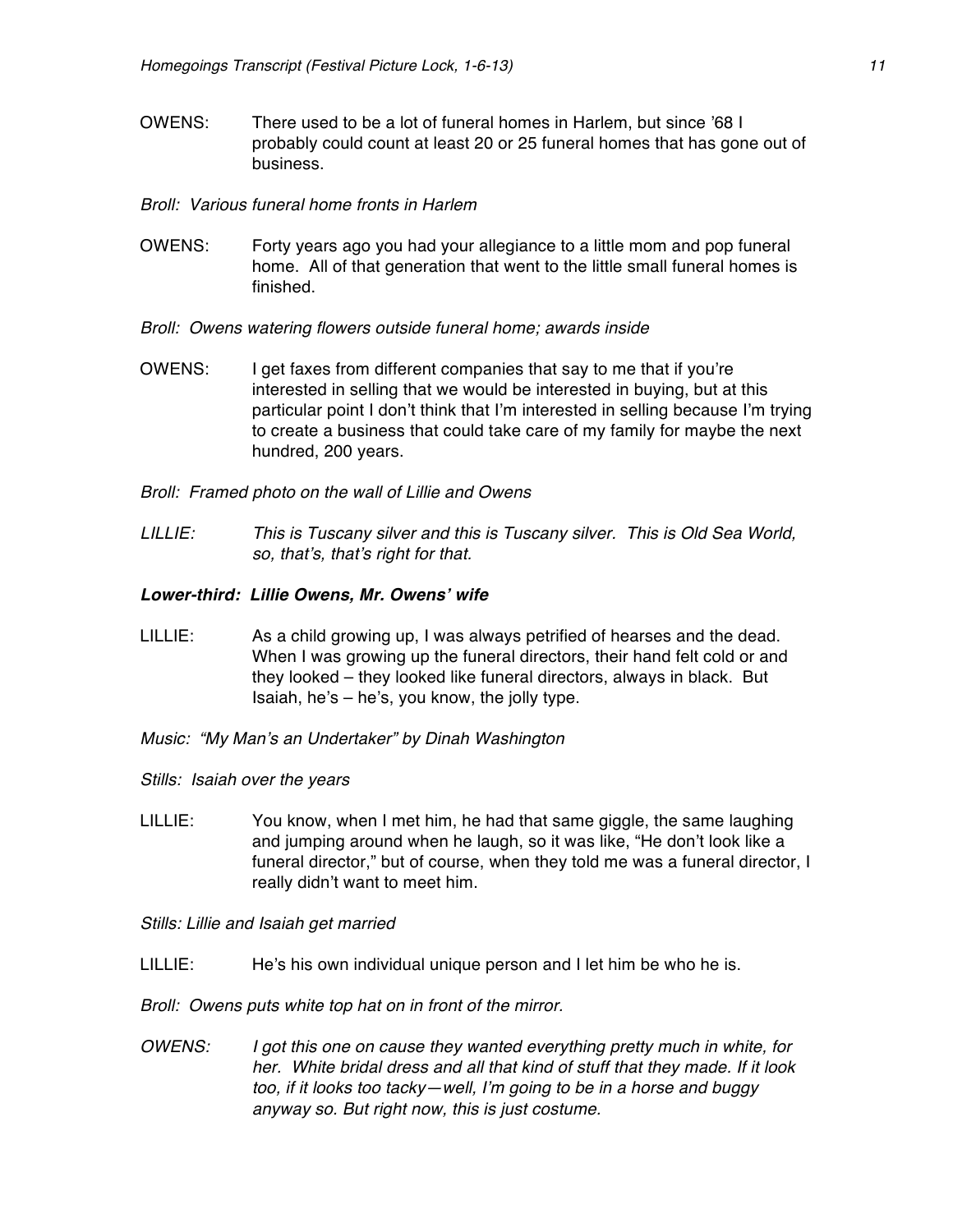OWENS: There used to be a lot of funeral homes in Harlem, but since '68 I probably could count at least 20 or 25 funeral homes that has gone out of business.

*Broll: Various funeral home fronts in Harlem*

OWENS: Forty years ago you had your allegiance to a little mom and pop funeral home. All of that generation that went to the little small funeral homes is finished.

*Broll: Owens watering flowers outside funeral home; awards inside*

OWENS: I get faxes from different companies that say to me that if you're interested in selling that we would be interested in buying, but at this particular point I don't think that I'm interested in selling because I'm trying to create a business that could take care of my family for maybe the next hundred, 200 years.

*Broll: Framed photo on the wall of Lillie and Owens*

*LILLIE: This is Tuscany silver and this is Tuscany silver. This is Old Sea World, so, that's, that's right for that.*

***Lower-third: Lillie Owens, Mr. Owens' wife***

LILLIE: As a child growing up, I was always petrified of hearses and the dead. When I was growing up the funeral directors, their hand felt cold or and they looked – they looked like funeral directors, always in black. But Isaiah, he's – he's, you know, the jolly type.

*Music: "My Man's an Undertaker" by Dinah Washington*

*Stills: Isaiah over the years*

LILLIE: You know, when I met him, he had that same giggle, the same laughing and jumping around when he laugh, so it was like, "He don't look like a funeral director," but of course, when they told me was a funeral director, I really didn't want to meet him.

*Stills: Lillie and Isaiah get married*

LILLIE: He's his own individual unique person and I let him be who he is.

*Broll: Owens puts white top hat on in front of the mirror.*

*OWENS: I got this one on cause they wanted everything pretty much in white, for her. White bridal dress and all that kind of stuff that they made. If it look too, if it looks too tacky—well, I'm going to be in a horse and buggy anyway so. But right now, this is just costume.*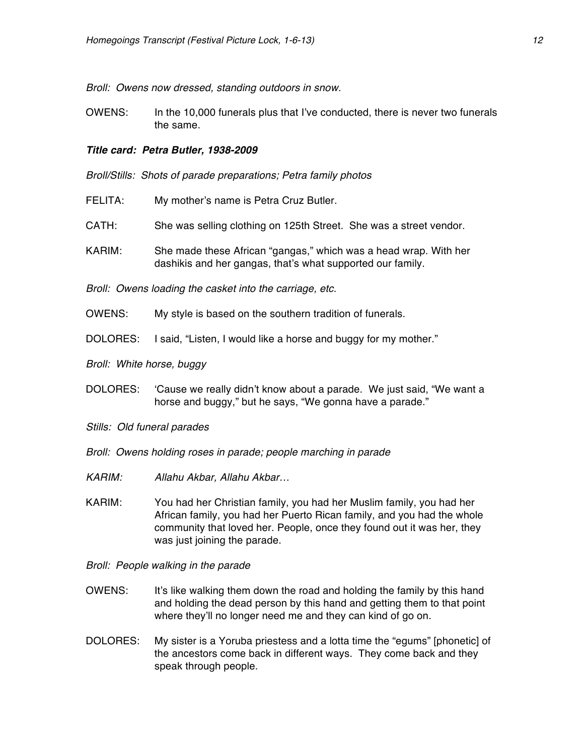*Broll: Owens now dressed, standing outdoors in snow.*

OWENS: In the 10,000 funerals plus that I've conducted, there is never two funerals the same.

***Title card: Petra Butler, 1938-2009***

*Broll/Stills: Shots of parade preparations; Petra family photos*

FELITA: My mother's name is Petra Cruz Butler.

CATH: She was selling clothing on 125th Street. She was a street vendor.

KARIM: She made these African "gangas," which was a head wrap. With her dashikis and her gangas, that's what supported our family.

*Broll: Owens loading the casket into the carriage, etc.*

OWENS: My style is based on the southern tradition of funerals.

DOLORES: I said, "Listen, I would like a horse and buggy for my mother."

*Broll: White horse, buggy*

DOLORES: 'Cause we really didn't know about a parade. We just said, "We want a horse and buggy," but he says, "We gonna have a parade."

*Stills: Old funeral parades*

*Broll: Owens holding roses in parade; people marching in parade*

*KARIM: Allahu Akbar, Allahu Akbar…*

KARIM: You had her Christian family, you had her Muslim family, you had her African family, you had her Puerto Rican family, and you had the whole community that loved her. People, once they found out it was her, they was just joining the parade.

*Broll: People walking in the parade*

OWENS: It's like walking them down the road and holding the family by this hand and holding the dead person by this hand and getting them to that point where they'll no longer need me and they can kind of go on.

DOLORES: My sister is a Yoruba priestess and a lotta time the "egums" [phonetic] of the ancestors come back in different ways. They come back and they speak through people.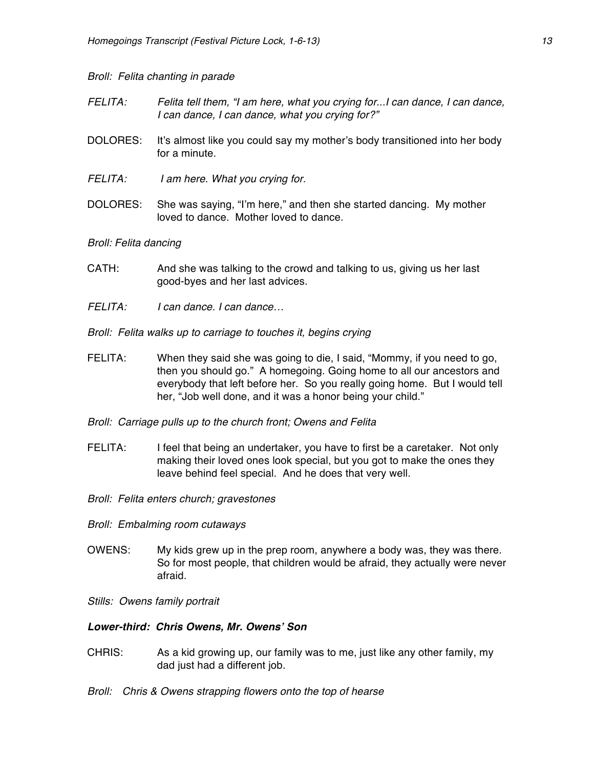*Broll: Felita chanting in parade*

*FELITA:* *Felita tell them, "I am here, what you crying for...I can dance, I can dance, I can dance, I can dance, what you crying for?"*

DOLORES: It's almost like you could say my mother's body transitioned into her body for a minute.

*FELITA:* *I am here. What you crying for.*

DOLORES: She was saying, "I'm here," and then she started dancing. My mother loved to dance. Mother loved to dance.

*Broll: Felita dancing*

CATH: And she was talking to the crowd and talking to us, giving us her last good-byes and her last advices.

*FELITA:* *I can dance. I can dance…*

*Broll: Felita walks up to carriage to touches it, begins crying*

FELITA: When they said she was going to die, I said, "Mommy, if you need to go, then you should go." A homegoing. Going home to all our ancestors and everybody that left before her. So you really going home. But I would tell her, "Job well done, and it was a honor being your child."

*Broll: Carriage pulls up to the church front; Owens and Felita*

FELITA: I feel that being an undertaker, you have to first be a caretaker. Not only making their loved ones look special, but you got to make the ones they leave behind feel special. And he does that very well.

*Broll: Felita enters church; gravestones*

*Broll: Embalming room cutaways*

OWENS: My kids grew up in the prep room, anywhere a body was, they was there. So for most people, that children would be afraid, they actually were never afraid.

*Stills: Owens family portrait*

***Lower-third: Chris Owens, Mr. Owens' Son***

CHRIS: As a kid growing up, our family was to me, just like any other family, my dad just had a different job.

*Broll: Chris & Owens strapping flowers onto the top of hearse*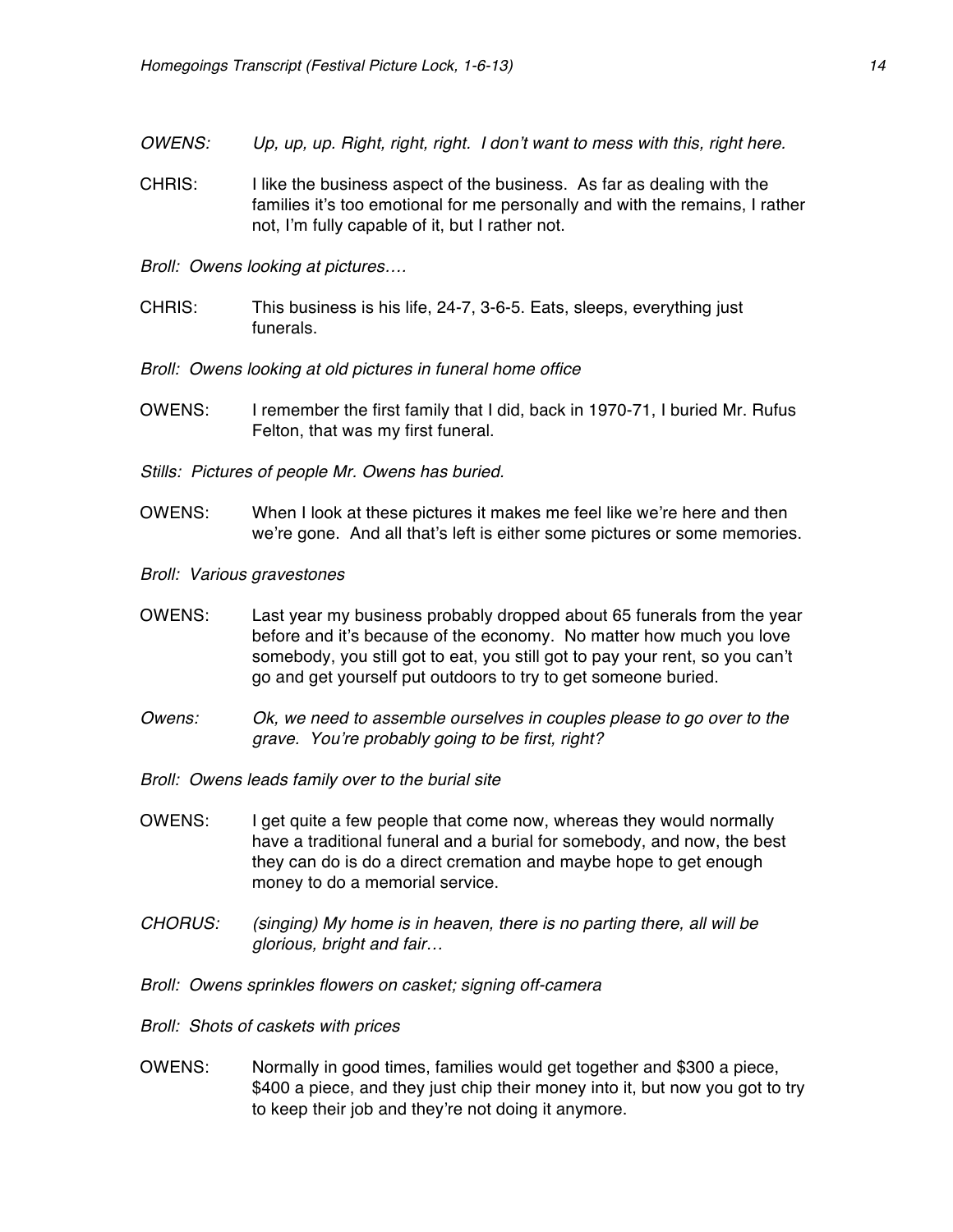*OWENS: Up, up, up. Right, right, right. I don't want to mess with this, right here.*

CHRIS: I like the business aspect of the business. As far as dealing with the families it's too emotional for me personally and with the remains, I rather not, I'm fully capable of it, but I rather not.

*Broll: Owens looking at pictures….*

CHRIS: This business is his life, 24-7, 3-6-5. Eats, sleeps, everything just funerals.

*Broll: Owens looking at old pictures in funeral home office*

OWENS: I remember the first family that I did, back in 1970-71, I buried Mr. Rufus Felton, that was my first funeral.

*Stills: Pictures of people Mr. Owens has buried.*

OWENS: When I look at these pictures it makes me feel like we're here and then we're gone. And all that's left is either some pictures or some memories.

*Broll: Various gravestones*

OWENS: Last year my business probably dropped about 65 funerals from the year before and it's because of the economy. No matter how much you love somebody, you still got to eat, you still got to pay your rent, so you can't go and get yourself put outdoors to try to get someone buried.

*Owens: Ok, we need to assemble ourselves in couples please to go over to the grave. You're probably going to be first, right?*

*Broll: Owens leads family over to the burial site*

OWENS: I get quite a few people that come now, whereas they would normally have a traditional funeral and a burial for somebody, and now, the best they can do is do a direct cremation and maybe hope to get enough money to do a memorial service.

*CHORUS: (singing) My home is in heaven, there is no parting there, all will be glorious, bright and fair…*

*Broll: Owens sprinkles flowers on casket; signing off-camera*

*Broll: Shots of caskets with prices*

OWENS: Normally in good times, families would get together and $300 a piece, $400 a piece, and they just chip their money into it, but now you got to try to keep their job and they're not doing it anymore.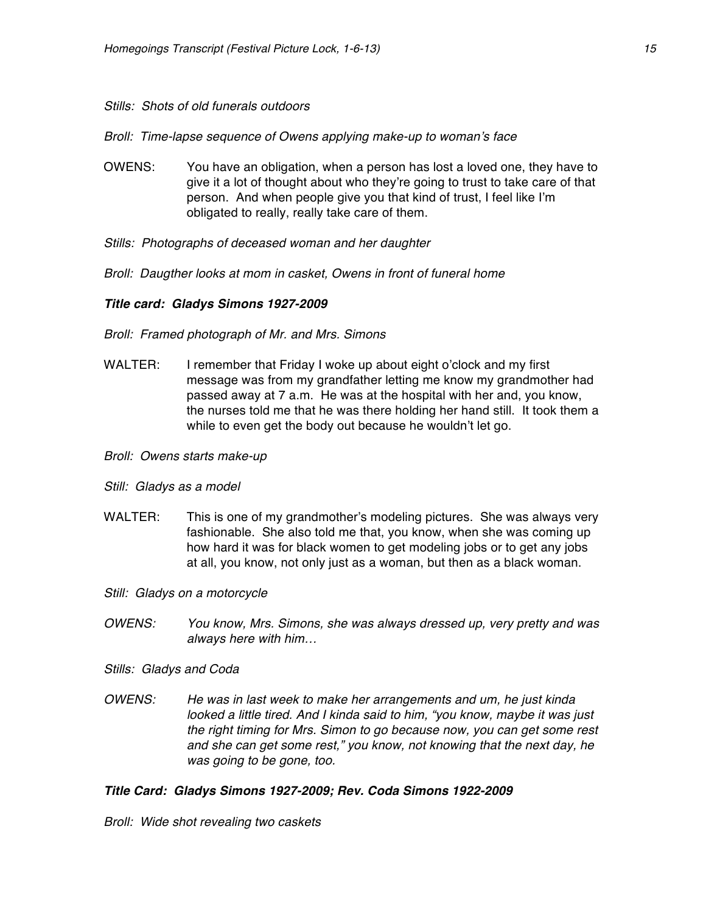*Stills: Shots of old funerals outdoors*

*Broll: Time-lapse sequence of Owens applying make-up to woman's face*

OWENS: You have an obligation, when a person has lost a loved one, they have to give it a lot of thought about who they're going to trust to take care of that person. And when people give you that kind of trust, I feel like I'm obligated to really, really take care of them.

*Stills: Photographs of deceased woman and her daughter*

*Broll: Daugther looks at mom in casket, Owens in front of funeral home*

***Title card: Gladys Simons 1927-2009***

*Broll: Framed photograph of Mr. and Mrs. Simons*

WALTER: I remember that Friday I woke up about eight o'clock and my first message was from my grandfather letting me know my grandmother had passed away at 7 a.m. He was at the hospital with her and, you know, the nurses told me that he was there holding her hand still. It took them a while to even get the body out because he wouldn't let go.

*Broll: Owens starts make-up*

*Still: Gladys as a model*

WALTER: This is one of my grandmother's modeling pictures. She was always very fashionable. She also told me that, you know, when she was coming up how hard it was for black women to get modeling jobs or to get any jobs at all, you know, not only just as a woman, but then as a black woman.

*Still: Gladys on a motorcycle*

*OWENS: You know, Mrs. Simons, she was always dressed up, very pretty and was always here with him…*

*Stills: Gladys and Coda*

*OWENS: He was in last week to make her arrangements and um, he just kinda looked a little tired. And I kinda said to him, "you know, maybe it was just the right timing for Mrs. Simon to go because now, you can get some rest and she can get some rest," you know, not knowing that the next day, he was going to be gone, too.*

***Title Card: Gladys Simons 1927-2009; Rev. Coda Simons 1922-2009***

*Broll: Wide shot revealing two caskets*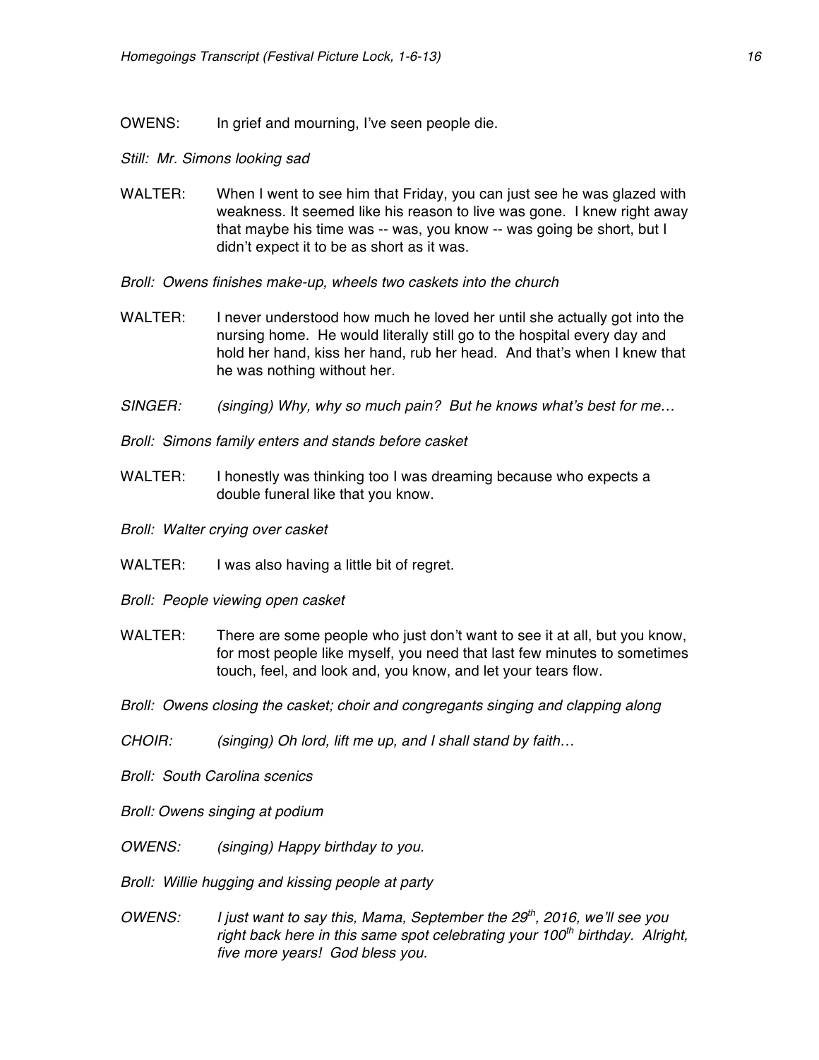OWENS: In grief and mourning, I've seen people die.

*Still: Mr. Simons looking sad*

WALTER: When I went to see him that Friday, you can just see he was glazed with weakness. It seemed like his reason to live was gone. I knew right away that maybe his time was -- was, you know -- was going be short, but I didn't expect it to be as short as it was.

*Broll: Owens finishes make-up, wheels two caskets into the church*

WALTER: I never understood how much he loved her until she actually got into the nursing home. He would literally still go to the hospital every day and hold her hand, kiss her hand, rub her head. And that's when I knew that he was nothing without her.

*SINGER: (singing) Why, why so much pain? But he knows what's best for me…*

*Broll: Simons family enters and stands before casket*

WALTER: I honestly was thinking too I was dreaming because who expects a double funeral like that you know.

*Broll: Walter crying over casket*

WALTER: I was also having a little bit of regret.

*Broll: People viewing open casket*

WALTER: There are some people who just don't want to see it at all, but you know, for most people like myself, you need that last few minutes to sometimes touch, feel, and look and, you know, and let your tears flow.

*Broll: Owens closing the casket; choir and congregants singing and clapping along*

*CHOIR: (singing) Oh lord, lift me up, and I shall stand by faith…*

*Broll: South Carolina scenics*

*Broll: Owens singing at podium*

*OWENS: (singing) Happy birthday to you.*

*Broll: Willie hugging and kissing people at party*

*OWENS: I just want to say this, Mama, September the 29th, 2016, we'll see you right back here in this same spot celebrating your 100th birthday. Alright, five more years! God bless you.*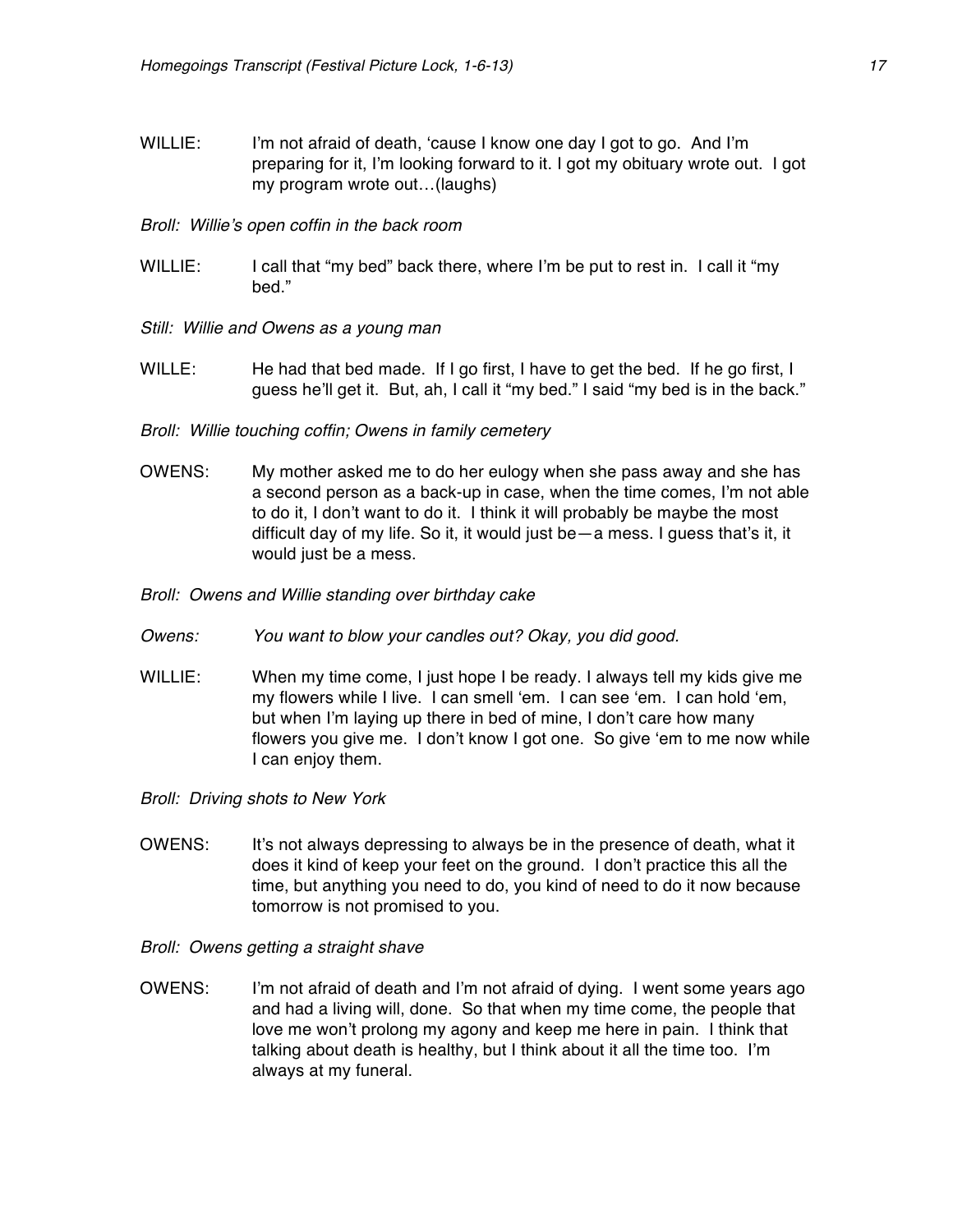WILLIE: I'm not afraid of death, 'cause I know one day I got to go. And I'm preparing for it, I'm looking forward to it. I got my obituary wrote out. I got my program wrote out…(laughs)

*Broll: Willie's open coffin in the back room*

WILLIE: I call that "my bed" back there, where I'm be put to rest in. I call it "my bed."

*Still: Willie and Owens as a young man*

WILLE: He had that bed made. If I go first, I have to get the bed. If he go first, I guess he'll get it. But, ah, I call it "my bed." I said "my bed is in the back."

*Broll: Willie touching coffin; Owens in family cemetery*

OWENS: My mother asked me to do her eulogy when she pass away and she has a second person as a back-up in case, when the time comes, I'm not able to do it, I don't want to do it. I think it will probably be maybe the most difficult day of my life. So it, it would just be—a mess. I guess that's it, it would just be a mess.

*Broll: Owens and Willie standing over birthday cake*

*Owens: You want to blow your candles out? Okay, you did good.*

WILLIE: When my time come, I just hope I be ready. I always tell my kids give me my flowers while I live. I can smell 'em. I can see 'em. I can hold 'em, but when I'm laying up there in bed of mine, I don't care how many flowers you give me. I don't know I got one. So give 'em to me now while I can enjoy them.

*Broll: Driving shots to New York*

OWENS: It's not always depressing to always be in the presence of death, what it does it kind of keep your feet on the ground. I don't practice this all the time, but anything you need to do, you kind of need to do it now because tomorrow is not promised to you.

*Broll: Owens getting a straight shave*

OWENS: I'm not afraid of death and I'm not afraid of dying. I went some years ago and had a living will, done. So that when my time come, the people that love me won't prolong my agony and keep me here in pain. I think that talking about death is healthy, but I think about it all the time too. I'm always at my funeral.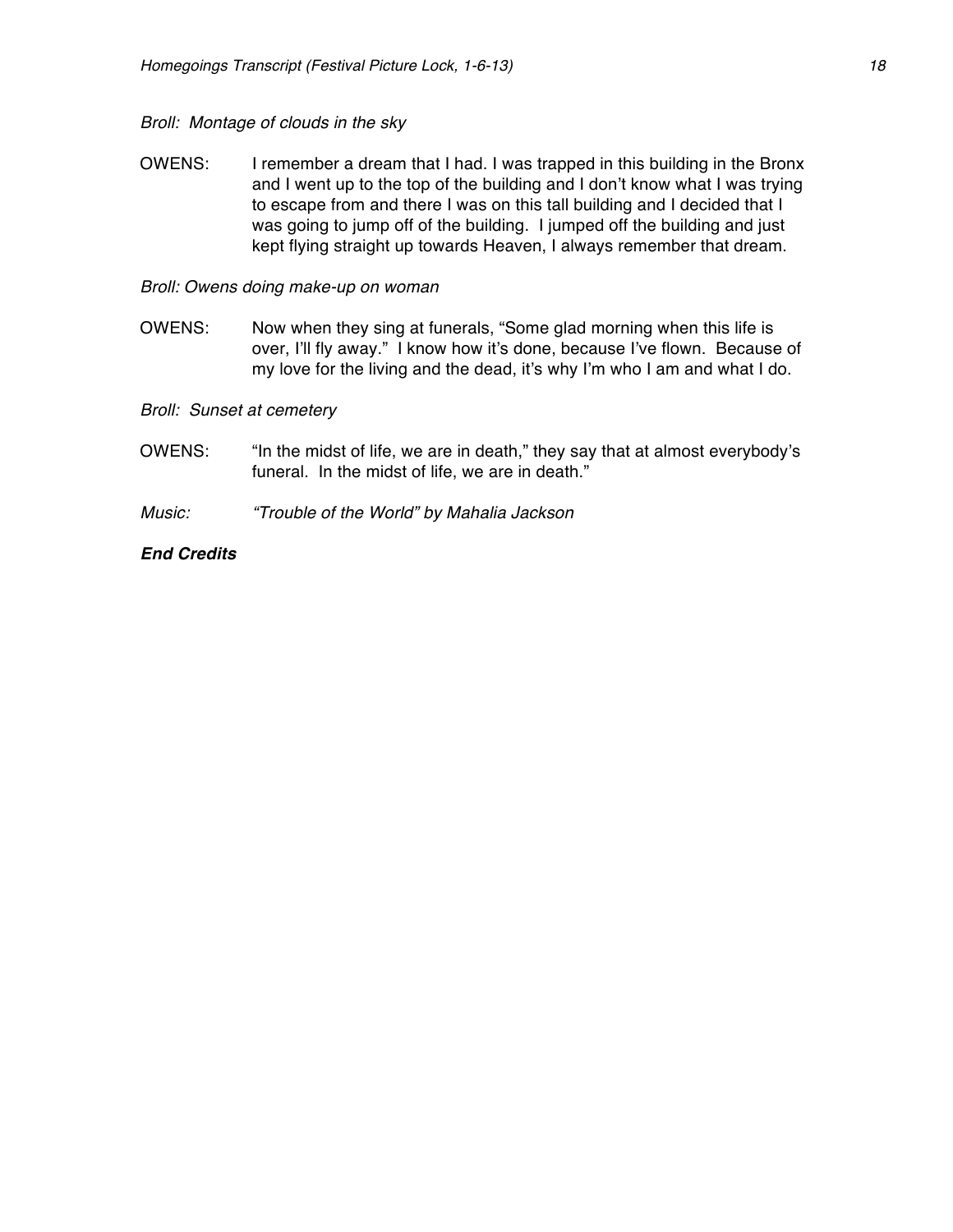*Broll: Montage of clouds in the sky*

OWENS: I remember a dream that I had. I was trapped in this building in the Bronx and I went up to the top of the building and I don't know what I was trying to escape from and there I was on this tall building and I decided that I was going to jump off of the building. I jumped off the building and just kept flying straight up towards Heaven, I always remember that dream.

*Broll: Owens doing make-up on woman*

OWENS: Now when they sing at funerals, "Some glad morning when this life is over, I'll fly away." I know how it's done, because I've flown. Because of my love for the living and the dead, it's why I'm who I am and what I do.

*Broll: Sunset at cemetery*

OWENS: "In the midst of life, we are in death," they say that at almost everybody's funeral. In the midst of life, we are in death."

*Music: "Trouble of the World" by Mahalia Jackson*

***End Credits***